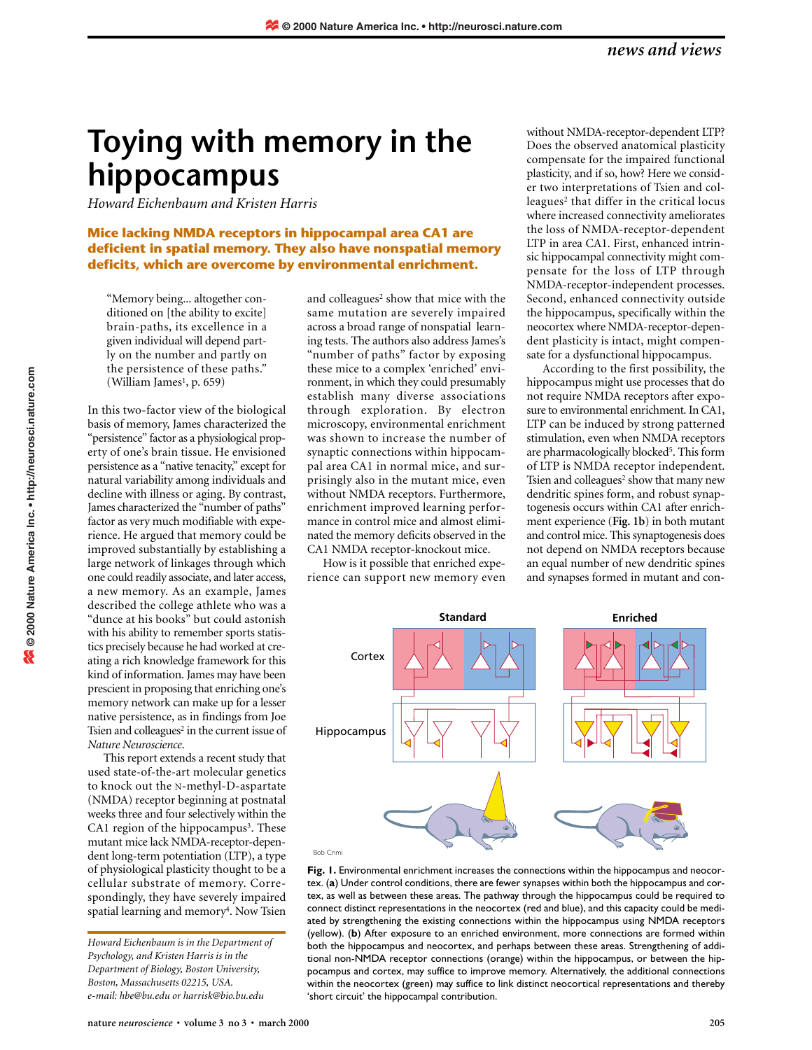# Toying with memory in the hippocampus

*Howard Eichenbaum and Kristen Harris*

**Mice lacking NMDA receptors in hippocampal area CA1 are deficient in spatial memory. They also have nonspatial memory deficits, which are overcome by environmental enrichment.**

> "Memory being... altogether conditioned on [the ability to excite] brain-paths, its excellence in a given individual will depend partly on the number and partly on the persistence of these paths." (William James[1], p. 659)

In this two-factor view of the biological basis of memory, James characterized the "persistence" factor as a physiological property of one's brain tissue. He envisioned persistence as a "native tenacity," except for natural variability among individuals and decline with illness or aging. By contrast, James characterized the "number of paths" factor as very much modifiable with experience. He argued that memory could be improved substantially by establishing a large network of linkages through which one could readily associate, and later access, a new memory. As an example, James described the college athlete who was a "dunce at his books" but could astonish with his ability to remember sports statistics precisely because he had worked at creating a rich knowledge framework for this kind of information. James may have been prescient in proposing that enriching one's memory network can make up for a lesser native persistence, as in findings from Joe Tsien and colleagues[2] in the current issue of *Nature Neuroscience*.

This report extends a recent study that used state-of-the-art molecular genetics to knock out the N-methyl-D-aspartate (NMDA) receptor beginning at postnatal weeks three and four selectively within the CA1 region of the hippocampus[3]. These mutant mice lack NMDA-receptor-dependent long-term potentiation (LTP), a type of physiological plasticity thought to be a cellular substrate of memory. Correspondingly, they have severely impaired spatial learning and memory[4]. Now Tsien and colleagues[2] show that mice with the same mutation are severely impaired across a broad range of nonspatial learning tests. The authors also address James's "number of paths" factor by exposing these mice to a complex 'enriched' environment, in which they could presumably establish many diverse associations through exploration. By electron microscopy, environmental enrichment was shown to increase the number of synaptic connections within hippocampal area CA1 in normal mice, and surprisingly also in the mutant mice, even without NMDA receptors. Furthermore, enrichment improved learning performance in control mice and almost eliminated the memory deficits observed in the CA1 NMDA receptor-knockout mice.

How is it possible that enriched experience can support new memory even without NMDA-receptor-dependent LTP? Does the observed anatomical plasticity compensate for the impaired functional plasticity, and if so, how? Here we consider two interpretations of Tsien and colleagues[2] that differ in the critical locus where increased connectivity ameliorates the loss of NMDA-receptor-dependent LTP in area CA1. First, enhanced intrinsic hippocampal connectivity might compensate for the loss of LTP through NMDA-receptor-independent processes. Second, enhanced connectivity outside the hippocampus, specifically within the neocortex where NMDA-receptor-dependent plasticity is intact, might compensate for a dysfunctional hippocampus.

According to the first possibility, the hippocampus might use processes that do not require NMDA receptors after exposure to environmental enrichment. In CA1, LTP can be induced by strong patterned stimulation, even when NMDA receptors are pharmacologically blocked[5]. This form of LTP is NMDA receptor independent. Tsien and colleagues[2] show that many new dendritic spines form, and robust synaptogenesis occurs within CA1 after enrichment experience (**Fig. 1b**) in both mutant and control mice. This synaptogenesis does not depend on NMDA receptors because an equal number of new dendritic spines and synapses formed in mutant and con-

Standard

Enriched

Cortex

Hippocampus

Bob Crimi

**Fig. 1.** Environmental enrichment increases the connections within the hippocampus and neocortex. (**a**) Under control conditions, there are fewer synapses within both the hippocampus and cortex, as well as between these areas. The pathway through the hippocampus could be required to connect distinct representations in the neocortex (red and blue), and this capacity could be mediated by strengthening the existing connections within the hippocampus using NMDA receptors (yellow). (**b**) After exposure to an enriched environment, more connections are formed within both the hippocampus and neocortex, and perhaps between these areas. Strengthening of additional non-NMDA receptor connections (orange) within the hippocampus, or between the hippocampus and cortex, may suffice to improve memory. Alternatively, the additional connections within the neocortex (green) may suffice to link distinct neocortical representations and thereby 'short circuit' the hippocampal contribution.

*Howard Eichenbaum is in the Department of Psychology, and Kristen Harris is in the Department of Biology, Boston University, Boston, Massachusetts 02215, USA.*
*e-mail: hbe@bu.edu or harrisk@bio.bu.edu*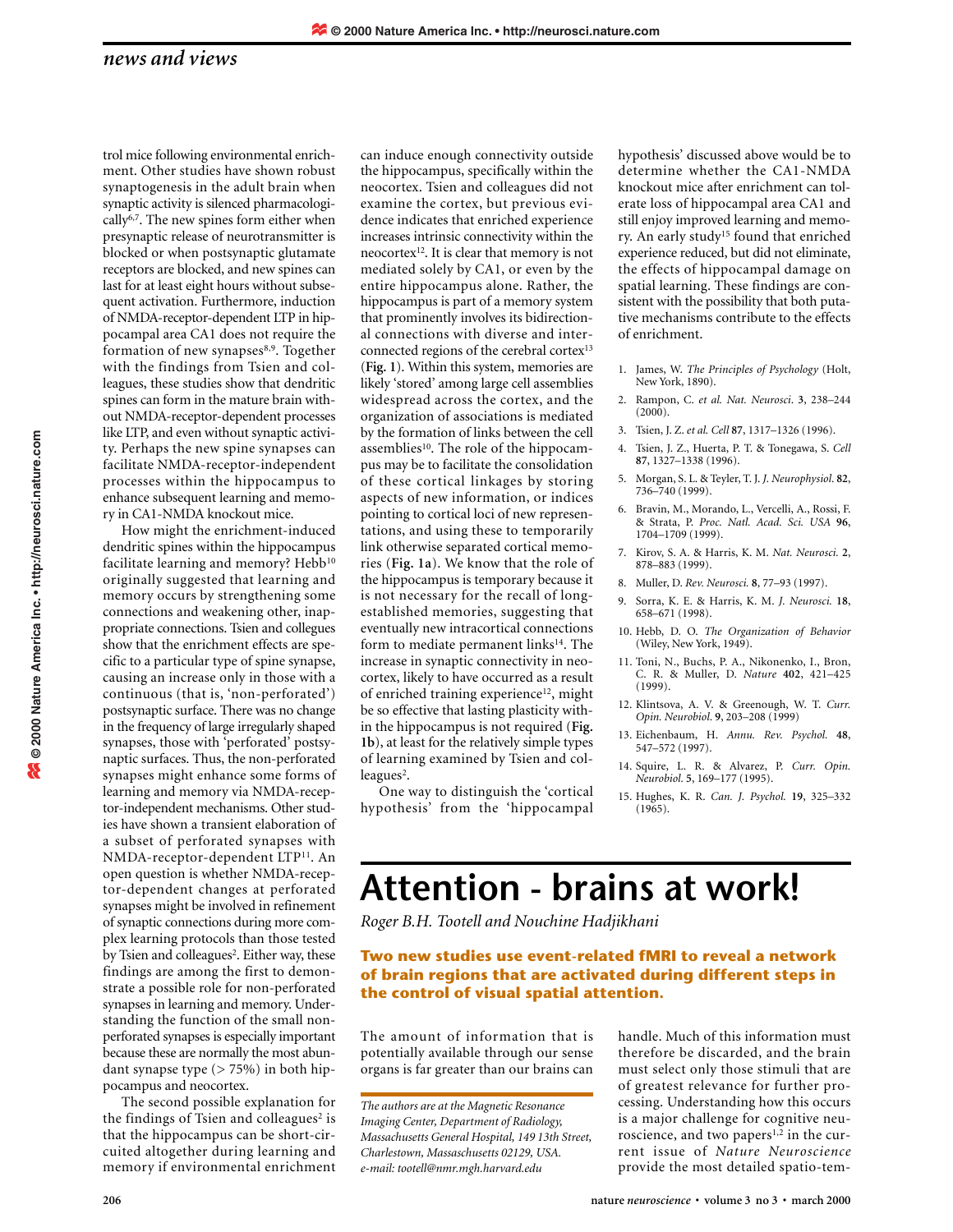trol mice following environmental enrichment. Other studies have shown robust synaptogenesis in the adult brain when synaptic activity is silenced pharmacologically[6,7]. The new spines form either when presynaptic release of neurotransmitter is blocked or when postsynaptic glutamate receptors are blocked, and new spines can last for at least eight hours without subsequent activation. Furthermore, induction of NMDA-receptor-dependent LTP in hippocampal area CA1 does not require the formation of new synapses[8,9]. Together with the findings from Tsien and colleagues, these studies show that dendritic spines can form in the mature brain without NMDA-receptor-dependent processes like LTP, and even without synaptic activity. Perhaps the new spine synapses can facilitate NMDA-receptor-independent processes within the hippocampus to enhance subsequent learning and memory in CA1-NMDA knockout mice.

How might the enrichment-induced dendritic spines within the hippocampus facilitate learning and memory? Hebb[10] originally suggested that learning and memory occurs by strengthening some connections and weakening other, inappropriate connections. Tsien and collegues show that the enrichment effects are specific to a particular type of spine synapse, causing an increase only in those with a continuous (that is, 'non-perforated') postsynaptic surface. There was no change in the frequency of large irregularly shaped synapses, those with 'perforated' postsynaptic surfaces. Thus, the non-perforated synapses might enhance some forms of learning and memory via NMDA-receptor-independent mechanisms. Other studies have shown a transient elaboration of a subset of perforated synapses with NMDA-receptor-dependent LTP[11]. An open question is whether NMDA-receptor-dependent changes at perforated synapses might be involved in refinement of synaptic connections during more complex learning protocols than those tested by Tsien and colleagues[2]. Either way, these findings are among the first to demonstrate a possible role for non-perforated synapses in learning and memory. Understanding the function of the small non-perforated synapses is especially important because these are normally the most abundant synapse type (> 75%) in both hippocampus and neocortex.

The second possible explanation for the findings of Tsien and colleagues[2] is that the hippocampus can be short-circuited altogether during learning and memory if environmental enrichment can induce enough connectivity outside the hippocampus, specifically within the neocortex. Tsien and colleagues did not examine the cortex, but previous evidence indicates that enriched experience increases intrinsic connectivity within the neocortex[12]. It is clear that memory is not mediated solely by CA1, or even by the entire hippocampus alone. Rather, the hippocampus is part of a memory system that prominently involves its bidirectional connections with diverse and interconnected regions of the cerebral cortex[13] (**Fig. 1**). Within this system, memories are likely 'stored' among large cell assemblies widespread across the cortex, and the organization of associations is mediated by the formation of links between the cell assemblies[10]. The role of the hippocampus may be to facilitate the consolidation of these cortical linkages by storing aspects of new information, or indices pointing to cortical loci of new representations, and using these to temporarily link otherwise separated cortical memories (**Fig. 1a**). We know that the role of the hippocampus is temporary because it is not necessary for the recall of long-established memories, suggesting that eventually new intracortical connections form to mediate permanent links[14]. The increase in synaptic connectivity in neocortex, likely to have occurred as a result of enriched training experience[12], might be so effective that lasting plasticity within the hippocampus is not required (**Fig. 1b**), at least for the relatively simple types of learning examined by Tsien and colleagues[2].

One way to distinguish the 'cortical hypothesis' from the 'hippocampal hypothesis' discussed above would be to determine whether the CA1-NMDA knockout mice after enrichment can tolerate loss of hippocampal area CA1 and still enjoy improved learning and memory. An early study[15] found that enriched experience reduced, but did not eliminate, the effects of hippocampal damage on spatial learning. These findings are consistent with the possibility that both putative mechanisms contribute to the effects of enrichment.

1. James, W. *The Principles of Psychology* (Holt, New York, 1890).
2. Rampon, C. *et al. Nat. Neurosci*. **3**, 238–244 (2000).
3. Tsien, J. Z. *et al. Cell* **87**, 1317–1326 (1996).
4. Tsien, J. Z., Huerta, P. T. & Tonegawa, S. *Cell* **87**, 1327–1338 (1996).
5. Morgan, S. L. & Teyler, T. J. *J. Neurophysiol*. **82**, 736–740 (1999).
6. Bravin, M., Morando, L., Vercelli, A., Rossi, F. & Strata, P. *Proc. Natl. Acad. Sci. USA* **96**, 1704–1709 (1999).
7. Kirov, S. A. & Harris, K. M. *Nat. Neurosci.* **2**, 878–883 (1999).
8. Muller, D. *Rev. Neurosci.* **8**, 77–93 (1997).
9. Sorra, K. E. & Harris, K. M. *J. Neurosci.* **18**, 658–671 (1998).
10. Hebb, D. O. *The Organization of Behavior* (Wiley, New York, 1949).
11. Toni, N., Buchs, P. A., Nikonenko, I., Bron, C. R. & Muller, D. *Nature* **402**, 421–425 (1999).
12. Klintsova, A. V. & Greenough, W. T. *Curr. Opin. Neurobiol*. **9**, 203–208 (1999)
13. Eichenbaum, H. *Annu. Rev. Psychol.* **48**, 547–572 (1997).
14. Squire, L. R. & Alvarez, P. *Curr. Opin. Neurobiol.* **5**, 169–177 (1995).
15. Hughes, K. R. *Can. J. Psychol.* **19**, 325–332 (1965).

# Attention - brains at work!

*Roger B.H. Tootell and Nouchine Hadjikhani*

**Two new studies use event-related fMRI to reveal a network of brain regions that are activated during different steps in the control of visual spatial attention.**

*The authors are at the Magnetic Resonance Imaging Center, Department of Radiology, Massachusetts General Hospital, 149 13th Street, Charlestown, Massachusetts 02129, USA. e-mail: tootell@nmr.mgh.harvard.edu*

The amount of information that is potentially available through our sense organs is far greater than our brains can handle. Much of this information must therefore be discarded, and the brain must select only those stimuli that are of greatest relevance for further processing. Understanding how this occurs is a major challenge for cognitive neuroscience, and two papers[1,2] in the current issue of *Nature Neuroscience* provide the most detailed spatio-tem-